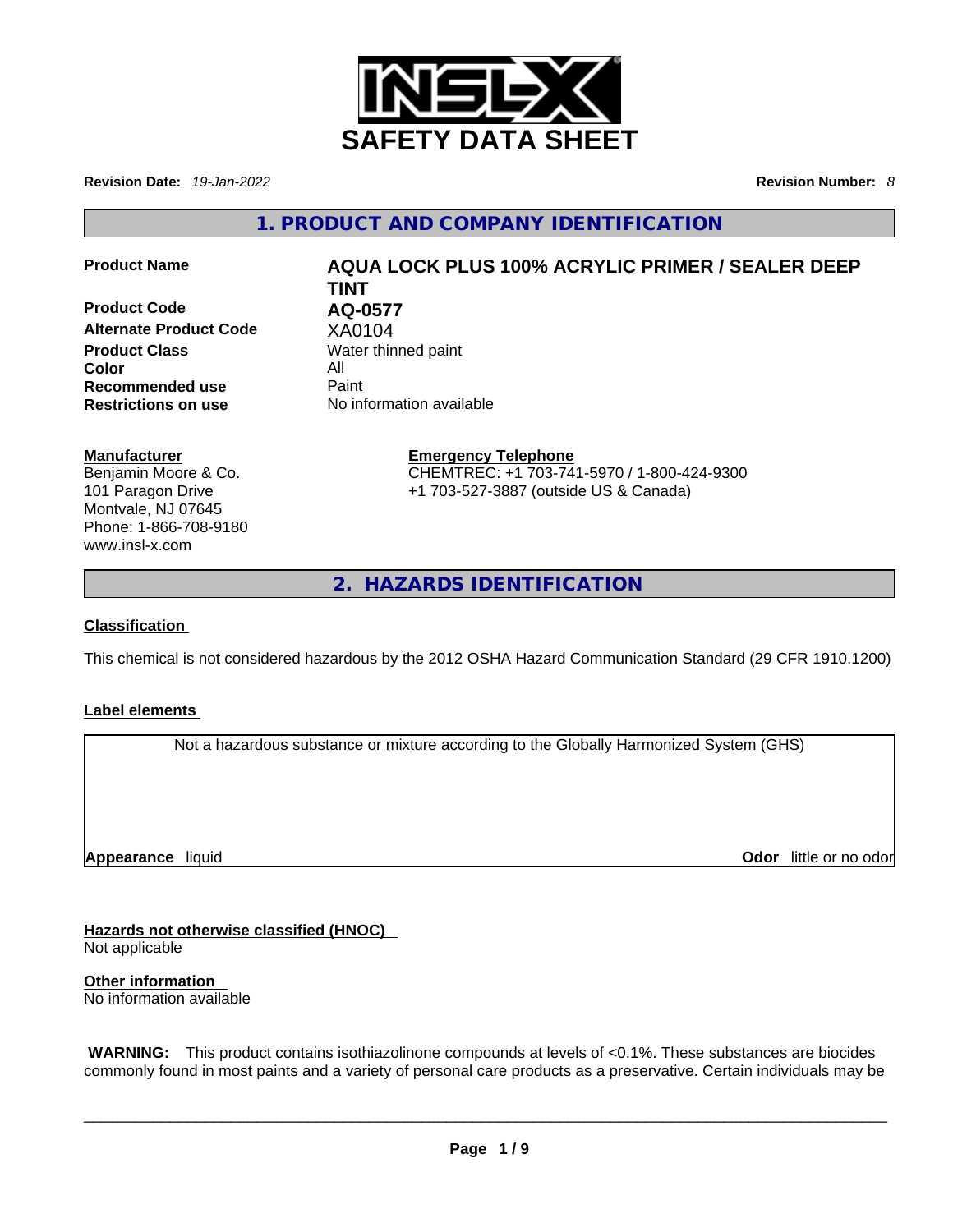# SAFETY DATA SHEET

**Revision Date:** *19-Jan-2022* **Revision Number:** *8*

## 1. PRODUCT AND COMPANY IDENTIFICATION

| | |
|---|---|
| **Product Name** | **AQUA LOCK PLUS 100% ACRYLIC PRIMER / SEALER DEEP TINT** |
| **Product Code** | **AQ-0577** |
| **Alternate Product Code** | XA0104 |
| **Product Class** | Water thinned paint |
| **Color** | All |
| **Recommended use** | Paint |
| **Restrictions on use** | No information available |

**Manufacturer**
Benjamin Moore & Co.
101 Paragon Drive
Montvale, NJ 07645
Phone: 1-866-708-9180
www.insl-x.com

**Emergency Telephone**
CHEMTREC: +1 703-741-5970 / 1-800-424-9300
+1 703-527-3887 (outside US & Canada)

## 2. HAZARDS IDENTIFICATION

**Classification**

This chemical is not considered hazardous by the 2012 OSHA Hazard Communication Standard (29 CFR 1910.1200)

**Label elements**

Not a hazardous substance or mixture according to the Globally Harmonized System (GHS)

**Appearance** liquid **Odor** little or no odor

**Hazards not otherwise classified (HNOC)**
Not applicable

**Other information**
No information available

**WARNING:** This product contains isothiazolinone compounds at levels of <0.1%. These substances are biocides commonly found in most paints and a variety of personal care products as a preservative. Certain individuals may be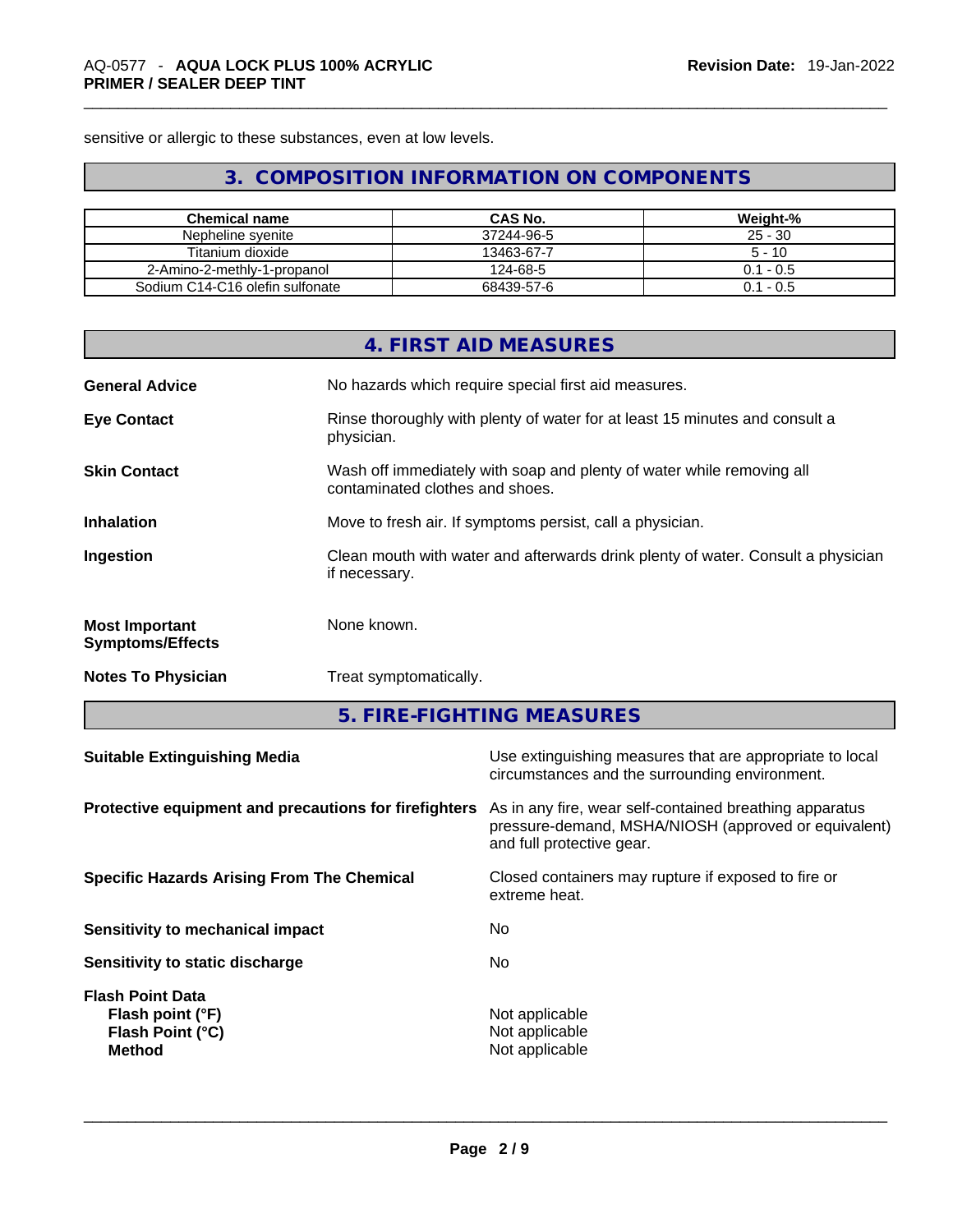sensitive or allergic to these substances, even at low levels.

## 3. COMPOSITION INFORMATION ON COMPONENTS

| Chemical name | CAS No. | Weight-% |
| --- | --- | --- |
| Nepheline syenite | 37244-96-5 | 25 - 30 |
| Titanium dioxide | 13463-67-7 | 5 - 10 |
| 2-Amino-2-methly-1-propanol | 124-68-5 | 0.1 - 0.5 |
| Sodium C14-C16 olefin sulfonate | 68439-57-6 | 0.1 - 0.5 |

## 4. FIRST AID MEASURES

**General Advice** No hazards which require special first aid measures.

**Eye Contact** Rinse thoroughly with plenty of water for at least 15 minutes and consult a physician.

**Skin Contact** Wash off immediately with soap and plenty of water while removing all contaminated clothes and shoes.

**Inhalation** Move to fresh air. If symptoms persist, call a physician.

**Ingestion** Clean mouth with water and afterwards drink plenty of water. Consult a physician if necessary.

**Most Important Symptoms/Effects** None known.

**Notes To Physician** Treat symptomatically.

## 5. FIRE-FIGHTING MEASURES

**Suitable Extinguishing Media** Use extinguishing measures that are appropriate to local circumstances and the surrounding environment.

**Protective equipment and precautions for firefighters** As in any fire, wear self-contained breathing apparatus pressure-demand, MSHA/NIOSH (approved or equivalent) and full protective gear.

**Specific Hazards Arising From The Chemical** Closed containers may rupture if exposed to fire or extreme heat.

**Sensitivity to mechanical impact** No

**Sensitivity to static discharge** No

**Flash Point Data**
**Flash point (°F)** Not applicable
**Flash Point (°C)** Not applicable
**Method** Not applicable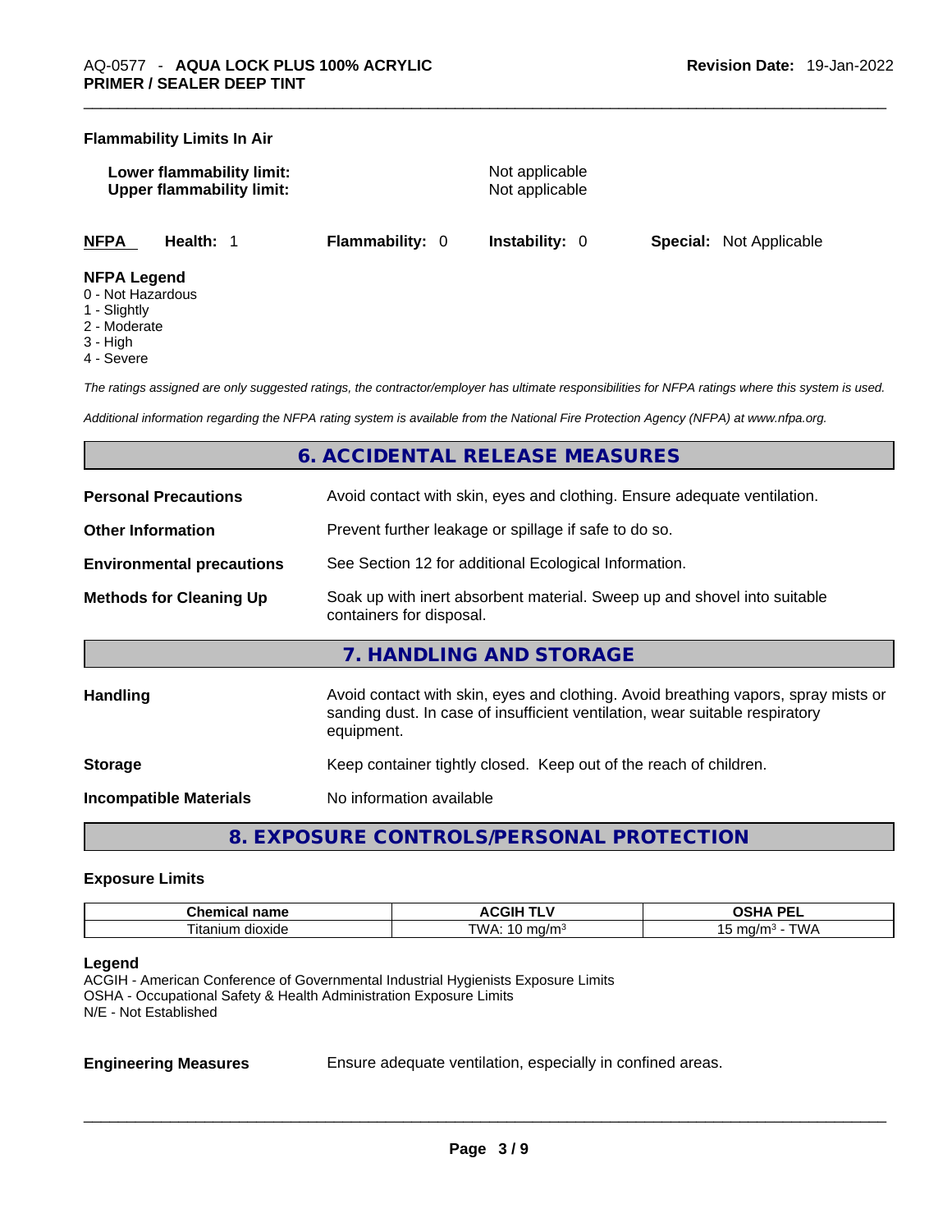### Flammability Limits In Air

**Lower flammability limit:** Not applicable
**Upper flammability limit:** Not applicable

**NFPA** **Health:** 1 **Flammability:** 0 **Instability:** 0 **Special:** Not Applicable

**NFPA Legend**
0 - Not Hazardous
1 - Slightly
2 - Moderate
3 - High
4 - Severe

*The ratings assigned are only suggested ratings, the contractor/employer has ultimate responsibilities for NFPA ratings where this system is used.*

*Additional information regarding the NFPA rating system is available from the National Fire Protection Agency (NFPA) at www.nfpa.org.*

## 6. ACCIDENTAL RELEASE MEASURES

**Personal Precautions** Avoid contact with skin, eyes and clothing. Ensure adequate ventilation.

**Other Information** Prevent further leakage or spillage if safe to do so.

**Environmental precautions** See Section 12 for additional Ecological Information.

**Methods for Cleaning Up** Soak up with inert absorbent material. Sweep up and shovel into suitable containers for disposal.

## 7. HANDLING AND STORAGE

**Handling** Avoid contact with skin, eyes and clothing. Avoid breathing vapors, spray mists or sanding dust. In case of insufficient ventilation, wear suitable respiratory equipment.

**Storage** Keep container tightly closed. Keep out of the reach of children.

**Incompatible Materials** No information available

## 8. EXPOSURE CONTROLS/PERSONAL PROTECTION

### Exposure Limits

| Chemical name | ACGIH TLV | OSHA PEL |
|---|---|---|
| Titanium dioxide | TWA: 10 mg/m³ | 15 mg/m³ - TWA |

**Legend**
ACGIH - American Conference of Governmental Industrial Hygienists Exposure Limits
OSHA - Occupational Safety & Health Administration Exposure Limits
N/E - Not Established

**Engineering Measures** Ensure adequate ventilation, especially in confined areas.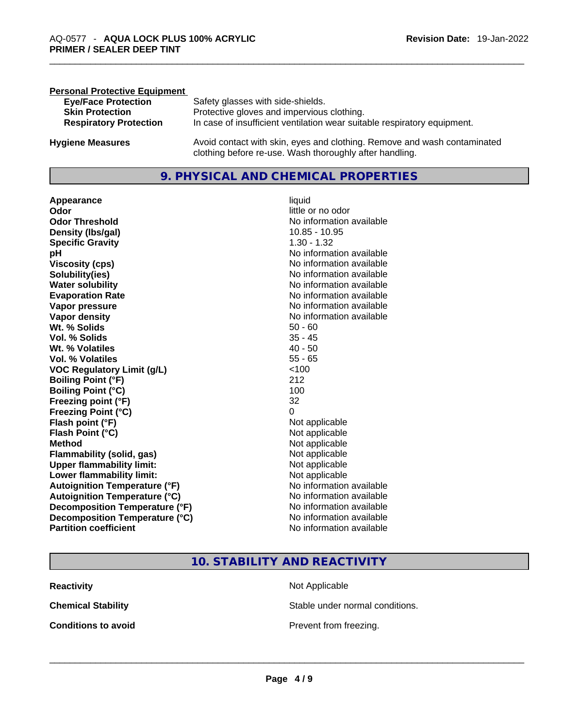**Personal Protective Equipment**

| | |
|---|---|
| **Eye/Face Protection** | Safety glasses with side-shields. |
| **Skin Protection** | Protective gloves and impervious clothing. |
| **Respiratory Protection** | In case of insufficient ventilation wear suitable respiratory equipment. |

**Hygiene Measures** Avoid contact with skin, eyes and clothing. Remove and wash contaminated clothing before re-use. Wash thoroughly after handling.

## 9. PHYSICAL AND CHEMICAL PROPERTIES

| | |
|---|---|
| **Appearance** | liquid |
| **Odor** | little or no odor |
| **Odor Threshold** | No information available |
| **Density (lbs/gal)** | 10.85 - 10.95 |
| **Specific Gravity** | 1.30 - 1.32 |
| **pH** | No information available |
| **Viscosity (cps)** | No information available |
| **Solubility(ies)** | No information available |
| **Water solubility** | No information available |
| **Evaporation Rate** | No information available |
| **Vapor pressure** | No information available |
| **Vapor density** | No information available |
| **Wt. % Solids** | 50 - 60 |
| **Vol. % Solids** | 35 - 45 |
| **Wt. % Volatiles** | 40 - 50 |
| **Vol. % Volatiles** | 55 - 65 |
| **VOC Regulatory Limit (g/L)** | <100 |
| **Boiling Point (°F)** | 212 |
| **Boiling Point (°C)** | 100 |
| **Freezing point (°F)** | 32 |
| **Freezing Point (°C)** | 0 |
| **Flash point (°F)** | Not applicable |
| **Flash Point (°C)** | Not applicable |
| **Method** | Not applicable |
| **Flammability (solid, gas)** | Not applicable |
| **Upper flammability limit:** | Not applicable |
| **Lower flammability limit:** | Not applicable |
| **Autoignition Temperature (°F)** | No information available |
| **Autoignition Temperature (°C)** | No information available |
| **Decomposition Temperature (°F)** | No information available |
| **Decomposition Temperature (°C)** | No information available |
| **Partition coefficient** | No information available |

## 10. STABILITY AND REACTIVITY

| | |
|---|---|
| **Reactivity** | Not Applicable |
| **Chemical Stability** | Stable under normal conditions. |
| **Conditions to avoid** | Prevent from freezing. |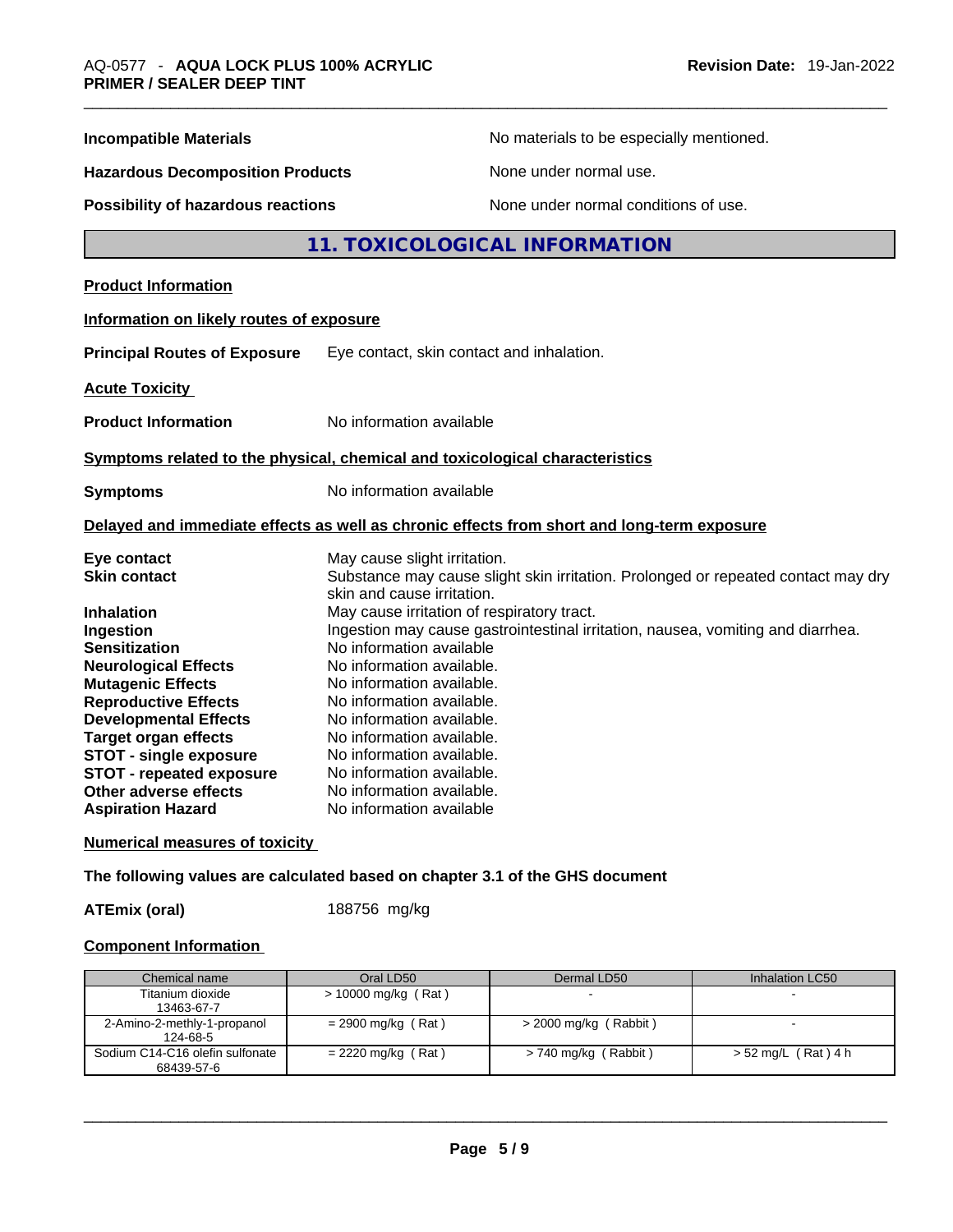**Incompatible Materials** No materials to be especially mentioned.

**Hazardous Decomposition Products** None under normal use.

**Possibility of hazardous reactions** None under normal conditions of use.

## 11. TOXICOLOGICAL INFORMATION

**Product Information**

**Information on likely routes of exposure**

**Principal Routes of Exposure** Eye contact, skin contact and inhalation.

**Acute Toxicity**

**Product Information** No information available

**Symptoms related to the physical, chemical and toxicological characteristics**

**Symptoms** No information available

**Delayed and immediate effects as well as chronic effects from short and long-term exposure**

**Eye contact** May cause slight irritation.
**Skin contact** Substance may cause slight skin irritation. Prolonged or repeated contact may dry skin and cause irritation.
**Inhalation** May cause irritation of respiratory tract.
**Ingestion** Ingestion may cause gastrointestinal irritation, nausea, vomiting and diarrhea.
**Sensitization** No information available
**Neurological Effects** No information available.
**Mutagenic Effects** No information available.
**Reproductive Effects** No information available.
**Developmental Effects** No information available.
**Target organ effects** No information available.
**STOT - single exposure** No information available.
**STOT - repeated exposure** No information available.
**Other adverse effects** No information available.
**Aspiration Hazard** No information available

**Numerical measures of toxicity**

**The following values are calculated based on chapter 3.1 of the GHS document**

**ATEmix (oral)** 188756 mg/kg

**Component Information**

| Chemical name | Oral LD50 | Dermal LD50 | Inhalation LC50 |
|---|---|---|---|
| Titanium dioxide 13463-67-7 | > 10000 mg/kg ( Rat ) | - | - |
| 2-Amino-2-methly-1-propanol 124-68-5 | = 2900 mg/kg ( Rat ) | > 2000 mg/kg ( Rabbit ) | - |
| Sodium C14-C16 olefin sulfonate 68439-57-6 | = 2220 mg/kg ( Rat ) | > 740 mg/kg ( Rabbit ) | > 52 mg/L ( Rat ) 4 h |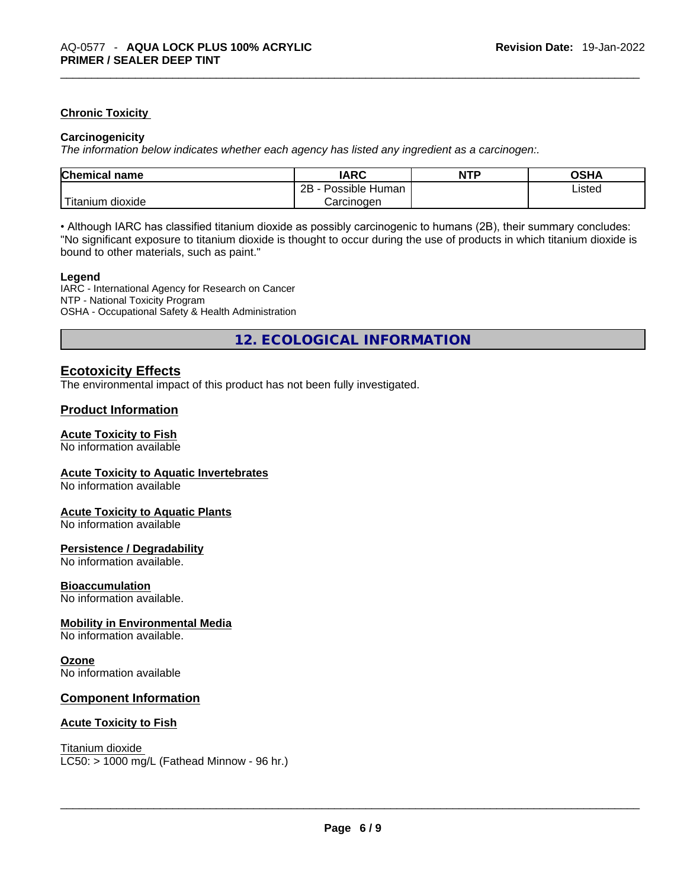### Chronic Toxicity

**Carcinogenicity**

*The information below indicates whether each agency has listed any ingredient as a carcinogen:.*

| Chemical name | IARC | NTP | OSHA |
|---|---|---|---|
| Titanium dioxide | 2B - Possible Human Carcinogen | | Listed |

• Although IARC has classified titanium dioxide as possibly carcinogenic to humans (2B), their summary concludes: "No significant exposure to titanium dioxide is thought to occur during the use of products in which titanium dioxide is bound to other materials, such as paint."

**Legend**

IARC - International Agency for Research on Cancer
NTP - National Toxicity Program
OSHA - Occupational Safety & Health Administration

## 12. ECOLOGICAL INFORMATION

### Ecotoxicity Effects

The environmental impact of this product has not been fully investigated.

### Product Information

**Acute Toxicity to Fish**

No information available

**Acute Toxicity to Aquatic Invertebrates**

No information available

**Acute Toxicity to Aquatic Plants**

No information available

**Persistence / Degradability**

No information available.

**Bioaccumulation**

No information available.

**Mobility in Environmental Media**

No information available.

**Ozone**

No information available

### Component Information

**Acute Toxicity to Fish**

Titanium dioxide
LC50: > 1000 mg/L (Fathead Minnow - 96 hr.)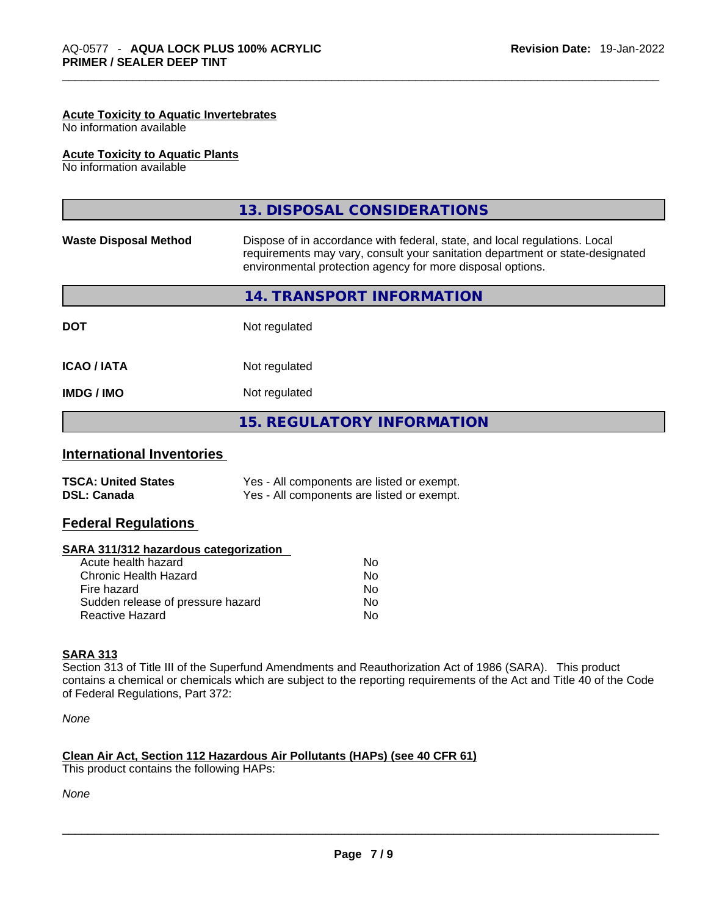**Acute Toxicity to Aquatic Invertebrates**
No information available

**Acute Toxicity to Aquatic Plants**
No information available

## 13. DISPOSAL CONSIDERATIONS

| | |
|---|---|
| **Waste Disposal Method** | Dispose of in accordance with federal, state, and local regulations. Local requirements may vary, consult your sanitation department or state-designated environmental protection agency for more disposal options. |

## 14. TRANSPORT INFORMATION

| | |
|---|---|
| **DOT** | Not regulated |
| **ICAO / IATA** | Not regulated |
| **IMDG / IMO** | Not regulated |

## 15. REGULATORY INFORMATION

### International Inventories

| | |
|---|---|
| **TSCA: United States** | Yes - All components are listed or exempt. |
| **DSL: Canada** | Yes - All components are listed or exempt. |

### Federal Regulations

**SARA 311/312 hazardous categorization**

| | |
|---|---|
| Acute health hazard | No |
| Chronic Health Hazard | No |
| Fire hazard | No |
| Sudden release of pressure hazard | No |
| Reactive Hazard | No |

**SARA 313**
Section 313 of Title III of the Superfund Amendments and Reauthorization Act of 1986 (SARA). This product contains a chemical or chemicals which are subject to the reporting requirements of the Act and Title 40 of the Code of Federal Regulations, Part 372:

*None*

**Clean Air Act, Section 112 Hazardous Air Pollutants (HAPs) (see 40 CFR 61)**
This product contains the following HAPs:

*None*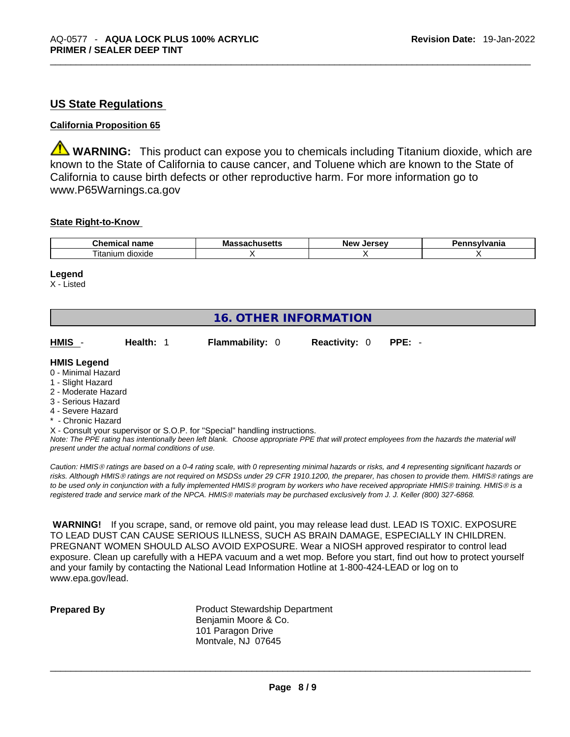## US State Regulations

**California Proposition 65**

⚠ **WARNING:** This product can expose you to chemicals including Titanium dioxide, which are known to the State of California to cause cancer, and Toluene which are known to the State of California to cause birth defects or other reproductive harm. For more information go to www.P65Warnings.ca.gov

**State Right-to-Know**

| Chemical name | Massachusetts | New Jersey | Pennsylvania |
|---|---|---|---|
| Titanium dioxide | X | X | X |

**Legend**
X - Listed

## 16. OTHER INFORMATION

**HMIS** - **Health:** 1 **Flammability:** 0 **Reactivity:** 0 **PPE:** -

**HMIS Legend**
0 - Minimal Hazard
1 - Slight Hazard
2 - Moderate Hazard
3 - Serious Hazard
4 - Severe Hazard
* - Chronic Hazard
X - Consult your supervisor or S.O.P. for "Special" handling instructions.

*Note: The PPE rating has intentionally been left blank. Choose appropriate PPE that will protect employees from the hazards the material will present under the actual normal conditions of use.*

*Caution: HMIS® ratings are based on a 0-4 rating scale, with 0 representing minimal hazards or risks, and 4 representing significant hazards or risks. Although HMIS® ratings are not required on MSDSs under 29 CFR 1910.1200, the preparer, has chosen to provide them. HMIS® ratings are to be used only in conjunction with a fully implemented HMIS® program by workers who have received appropriate HMIS® training. HMIS® is a registered trade and service mark of the NPCA. HMIS® materials may be purchased exclusively from J. J. Keller (800) 327-6868.*

**WARNING!** If you scrape, sand, or remove old paint, you may release lead dust. LEAD IS TOXIC. EXPOSURE TO LEAD DUST CAN CAUSE SERIOUS ILLNESS, SUCH AS BRAIN DAMAGE, ESPECIALLY IN CHILDREN. PREGNANT WOMEN SHOULD ALSO AVOID EXPOSURE. Wear a NIOSH approved respirator to control lead exposure. Clean up carefully with a HEPA vacuum and a wet mop. Before you start, find out how to protect yourself and your family by contacting the National Lead Information Hotline at 1-800-424-LEAD or log on to www.epa.gov/lead.

**Prepared By**

Product Stewardship Department
Benjamin Moore & Co.
101 Paragon Drive
Montvale, NJ 07645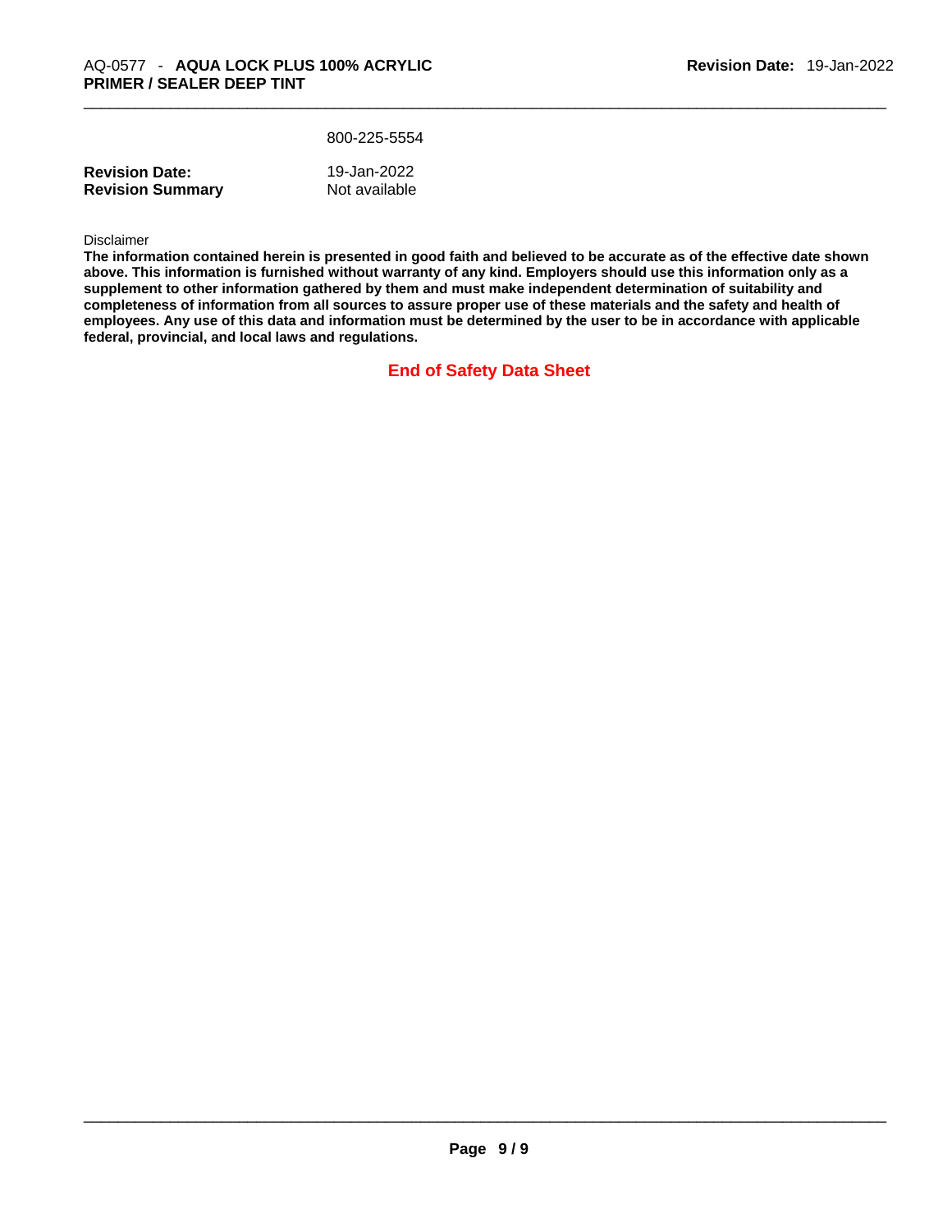800-225-5554

| | |
|---|---|
| **Revision Date:** | 19-Jan-2022 |
| **Revision Summary** | Not available |

Disclaimer

**The information contained herein is presented in good faith and believed to be accurate as of the effective date shown above. This information is furnished without warranty of any kind. Employers should use this information only as a supplement to other information gathered by them and must make independent determination of suitability and completeness of information from all sources to assure proper use of these materials and the safety and health of employees. Any use of this data and information must be determined by the user to be in accordance with applicable federal, provincial, and local laws and regulations.**

**End of Safety Data Sheet**